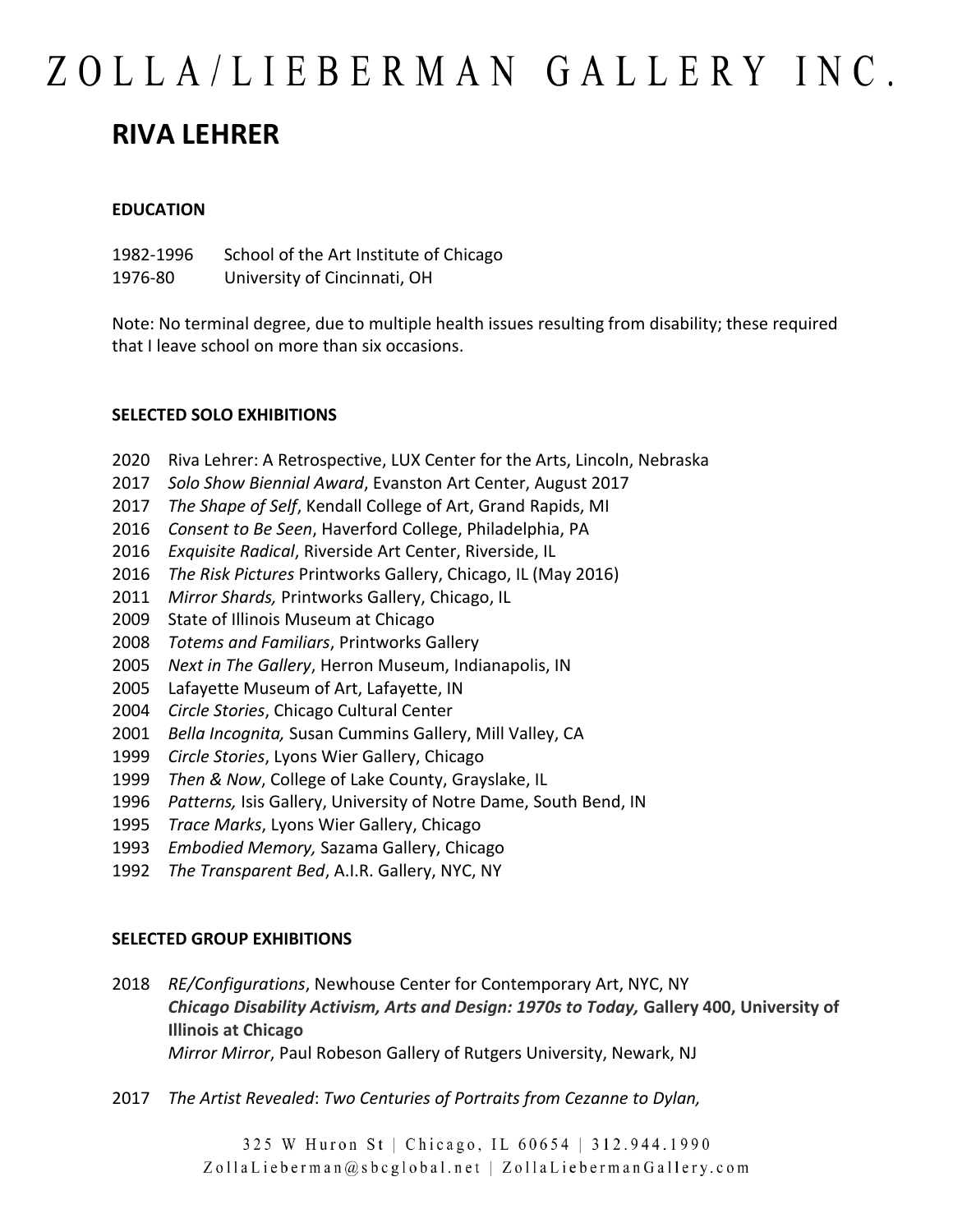# ZOLLA/LIEBERMAN GALLERY INC.

## RIVA LEHRER

### EDUCATION

1982-1996 School of the Art Institute of Chicago
1976-80 University of Cincinnati, OH

Note: No terminal degree, due to multiple health issues resulting from disability; these required that I leave school on more than six occasions.

### SELECTED SOLO EXHIBITIONS

2020 Riva Lehrer: A Retrospective, LUX Center for the Arts, Lincoln, Nebraska
2017 *Solo Show Biennial Award*, Evanston Art Center, August 2017
2017 *The Shape of Self*, Kendall College of Art, Grand Rapids, MI
2016 *Consent to Be Seen*, Haverford College, Philadelphia, PA
2016 *Exquisite Radical*, Riverside Art Center, Riverside, IL
2016 *The Risk Pictures* Printworks Gallery, Chicago, IL (May 2016)
2011 *Mirror Shards,* Printworks Gallery, Chicago, IL
2009 State of Illinois Museum at Chicago
2008 *Totems and Familiars*, Printworks Gallery
2005 *Next in The Gallery*, Herron Museum, Indianapolis, IN
2005 Lafayette Museum of Art, Lafayette, IN
2004 *Circle Stories*, Chicago Cultural Center
2001 *Bella Incognita,* Susan Cummins Gallery, Mill Valley, CA
1999 *Circle Stories*, Lyons Wier Gallery, Chicago
1999 *Then & Now*, College of Lake County, Grayslake, IL
1996 *Patterns,* Isis Gallery, University of Notre Dame, South Bend, IN
1995 *Trace Marks*, Lyons Wier Gallery, Chicago
1993 *Embodied Memory,* Sazama Gallery, Chicago
1992 *The Transparent Bed*, A.I.R. Gallery, NYC, NY

### SELECTED GROUP EXHIBITIONS

2018 *RE/Configurations*, Newhouse Center for Contemporary Art, NYC, NY
***Chicago Disability Activism, Arts and Design: 1970s to Today,*** **Gallery 400, University of Illinois at Chicago**
*Mirror Mirror*, Paul Robeson Gallery of Rutgers University, Newark, NJ

2017 *The Artist Revealed*: *Two Centuries of Portraits from Cezanne to Dylan,*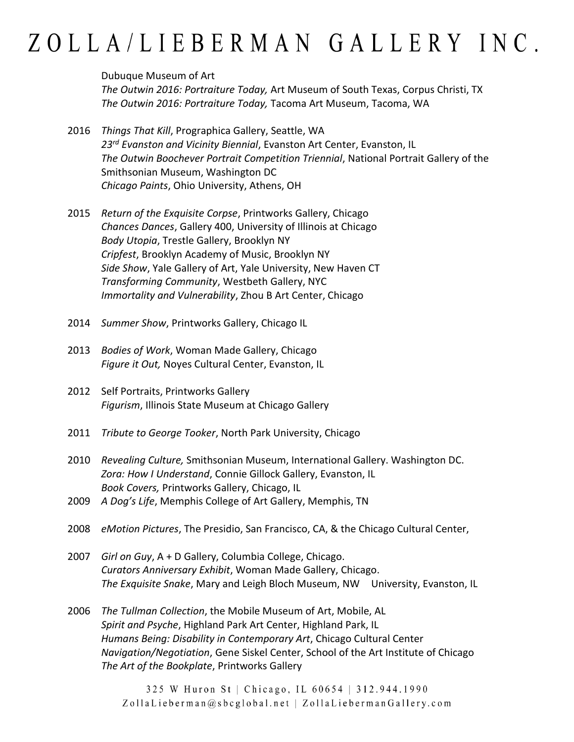Dubuque Museum of Art
*The Outwin 2016: Portraiture Today,* Art Museum of South Texas, Corpus Christi, TX
*The Outwin 2016: Portraiture Today,* Tacoma Art Museum, Tacoma, WA

2016 *Things That Kill*, Prographica Gallery, Seattle, WA
*23rd Evanston and Vicinity Biennial*, Evanston Art Center, Evanston, IL
*The Outwin Boochever Portrait Competition Triennial*, National Portrait Gallery of the Smithsonian Museum, Washington DC
*Chicago Paints*, Ohio University, Athens, OH

2015 *Return of the Exquisite Corpse*, Printworks Gallery, Chicago
*Chances Dances*, Gallery 400, University of Illinois at Chicago
*Body Utopia*, Trestle Gallery, Brooklyn NY
*Cripfest*, Brooklyn Academy of Music, Brooklyn NY
*Side Show*, Yale Gallery of Art, Yale University, New Haven CT
*Transforming Community*, Westbeth Gallery, NYC
*Immortality and Vulnerability*, Zhou B Art Center, Chicago

2014 *Summer Show*, Printworks Gallery, Chicago IL

2013 *Bodies of Work*, Woman Made Gallery, Chicago
*Figure it Out,* Noyes Cultural Center, Evanston, IL

2012 Self Portraits, Printworks Gallery
*Figurism*, Illinois State Museum at Chicago Gallery

2011 *Tribute to George Tooker*, North Park University, Chicago

2010 *Revealing Culture,* Smithsonian Museum, International Gallery. Washington DC.
*Zora: How I Understand*, Connie Gillock Gallery, Evanston, IL
*Book Covers,* Printworks Gallery, Chicago, IL

2009 *A Dog's Life*, Memphis College of Art Gallery, Memphis, TN

2008 *eMotion Pictures*, The Presidio, San Francisco, CA, & the Chicago Cultural Center,

2007 *Girl on Guy*, A + D Gallery, Columbia College, Chicago.
*Curators Anniversary Exhibit*, Woman Made Gallery, Chicago.
*The Exquisite Snake*, Mary and Leigh Bloch Museum, NW University, Evanston, IL

2006 *The Tullman Collection*, the Mobile Museum of Art, Mobile, AL
*Spirit and Psyche*, Highland Park Art Center, Highland Park, IL
*Humans Being: Disability in Contemporary Art*, Chicago Cultural Center
*Navigation/Negotiation*, Gene Siskel Center, School of the Art Institute of Chicago
*The Art of the Bookplate*, Printworks Gallery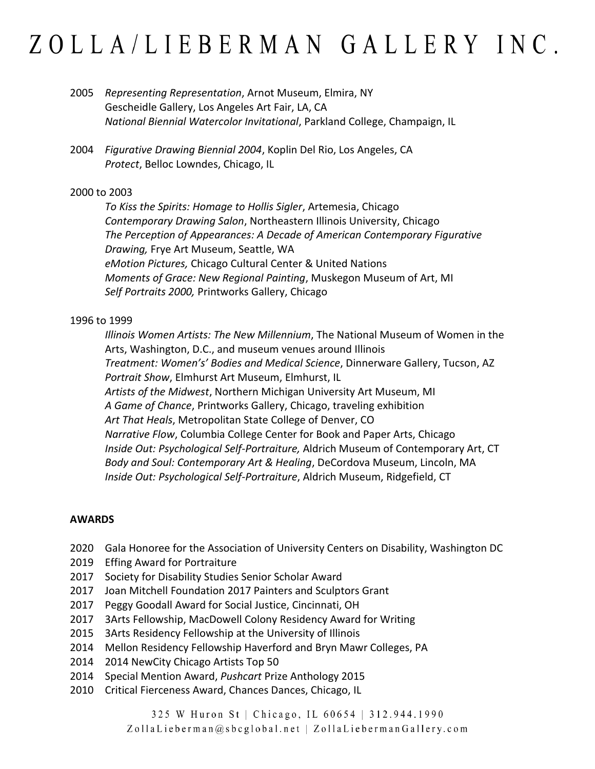# ZOLLA/LIEBERMAN GALLERY INC.

2005 *Representing Representation*, Arnot Museum, Elmira, NY
Gescheidle Gallery, Los Angeles Art Fair, LA, CA
*National Biennial Watercolor Invitational*, Parkland College, Champaign, IL

2004 *Figurative Drawing Biennial 2004*, Koplin Del Rio, Los Angeles, CA
*Protect*, Belloc Lowndes, Chicago, IL

2000 to 2003
*To Kiss the Spirits: Homage to Hollis Sigler*, Artemesia, Chicago
*Contemporary Drawing Salon*, Northeastern Illinois University, Chicago
*The Perception of Appearances: A Decade of American Contemporary Figurative Drawing,* Frye Art Museum, Seattle, WA
*eMotion Pictures,* Chicago Cultural Center & United Nations
*Moments of Grace: New Regional Painting*, Muskegon Museum of Art, MI
*Self Portraits 2000,* Printworks Gallery, Chicago

1996 to 1999
*Illinois Women Artists: The New Millennium*, The National Museum of Women in the Arts, Washington, D.C., and museum venues around Illinois
*Treatment: Women's' Bodies and Medical Science*, Dinnerware Gallery, Tucson, AZ
*Portrait Show*, Elmhurst Art Museum, Elmhurst, IL
*Artists of the Midwest*, Northern Michigan University Art Museum, MI
*A Game of Chance*, Printworks Gallery, Chicago, traveling exhibition
*Art That Heals*, Metropolitan State College of Denver, CO
*Narrative Flow*, Columbia College Center for Book and Paper Arts, Chicago
*Inside Out: Psychological Self-Portraiture,* Aldrich Museum of Contemporary Art, CT
*Body and Soul: Contemporary Art & Healing*, DeCordova Museum, Lincoln, MA
*Inside Out: Psychological Self-Portraiture*, Aldrich Museum, Ridgefield, CT

**AWARDS**

2020 Gala Honoree for the Association of University Centers on Disability, Washington DC
2019 Effing Award for Portraiture
2017 Society for Disability Studies Senior Scholar Award
2017 Joan Mitchell Foundation 2017 Painters and Sculptors Grant
2017 Peggy Goodall Award for Social Justice, Cincinnati, OH
2017 3Arts Fellowship, MacDowell Colony Residency Award for Writing
2015 3Arts Residency Fellowship at the University of Illinois
2014 Mellon Residency Fellowship Haverford and Bryn Mawr Colleges, PA
2014 2014 NewCity Chicago Artists Top 50
2014 Special Mention Award, *Pushcart* Prize Anthology 2015
2010 Critical Fierceness Award, Chances Dances, Chicago, IL

325 W Huron St | Chicago, IL 60654 | 312.944.1990
ZollaLieberman@sbcglobal.net | ZollaLiebermanGallery.com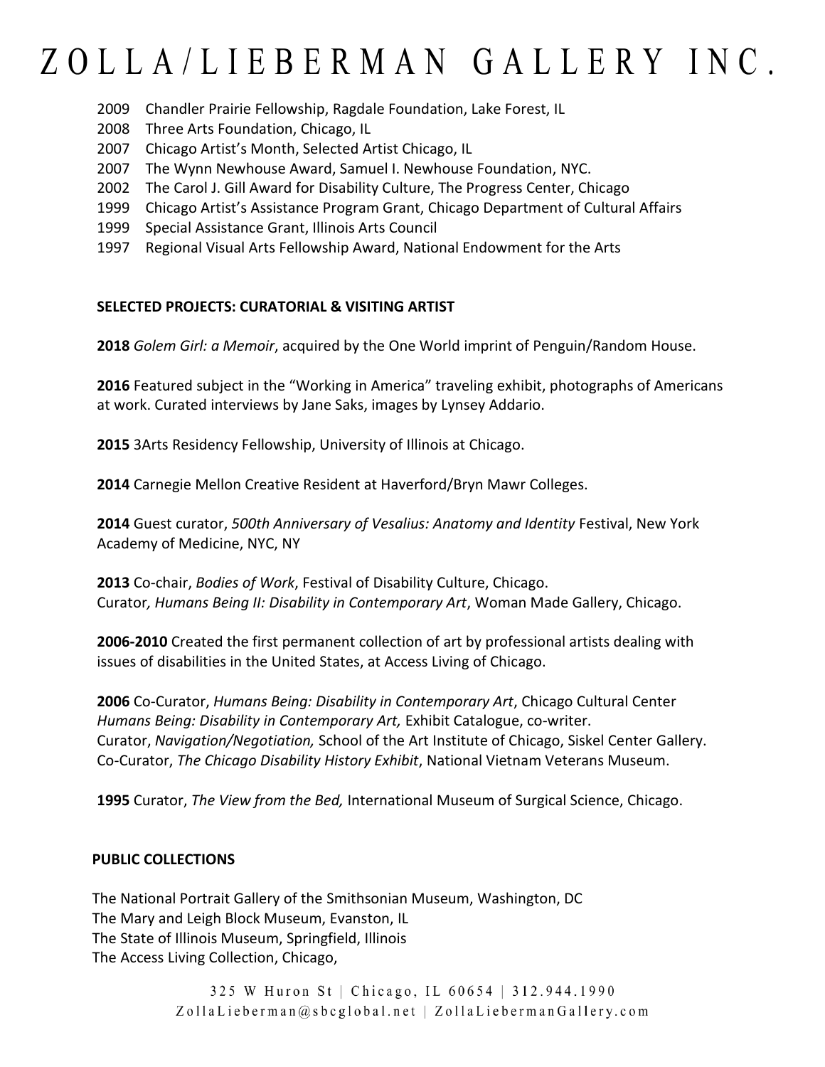2009 Chandler Prairie Fellowship, Ragdale Foundation, Lake Forest, IL
2008 Three Arts Foundation, Chicago, IL
2007 Chicago Artist's Month, Selected Artist Chicago, IL
2007 The Wynn Newhouse Award, Samuel I. Newhouse Foundation, NYC.
2002 The Carol J. Gill Award for Disability Culture, The Progress Center, Chicago
1999 Chicago Artist's Assistance Program Grant, Chicago Department of Cultural Affairs
1999 Special Assistance Grant, Illinois Arts Council
1997 Regional Visual Arts Fellowship Award, National Endowment for the Arts

**SELECTED PROJECTS: CURATORIAL & VISITING ARTIST**

**2018** *Golem Girl: a Memoir*, acquired by the One World imprint of Penguin/Random House.

**2016** Featured subject in the "Working in America" traveling exhibit, photographs of Americans at work. Curated interviews by Jane Saks, images by Lynsey Addario.

**2015** 3Arts Residency Fellowship, University of Illinois at Chicago.

**2014** Carnegie Mellon Creative Resident at Haverford/Bryn Mawr Colleges.

**2014** Guest curator, *500th Anniversary of Vesalius: Anatomy and Identity* Festival, New York Academy of Medicine, NYC, NY

**2013** Co-chair, *Bodies of Work*, Festival of Disability Culture, Chicago.
Curator*, Humans Being II: Disability in Contemporary Art*, Woman Made Gallery, Chicago.

**2006-2010** Created the first permanent collection of art by professional artists dealing with issues of disabilities in the United States, at Access Living of Chicago.

**2006** Co-Curator, *Humans Being: Disability in Contemporary Art*, Chicago Cultural Center
*Humans Being: Disability in Contemporary Art,* Exhibit Catalogue, co-writer.
Curator, *Navigation/Negotiation,* School of the Art Institute of Chicago, Siskel Center Gallery.
Co-Curator, *The Chicago Disability History Exhibit*, National Vietnam Veterans Museum.

**1995** Curator, *The View from the Bed,* International Museum of Surgical Science, Chicago.

**PUBLIC COLLECTIONS**

The National Portrait Gallery of the Smithsonian Museum, Washington, DC
The Mary and Leigh Block Museum, Evanston, IL
The State of Illinois Museum, Springfield, Illinois
The Access Living Collection, Chicago,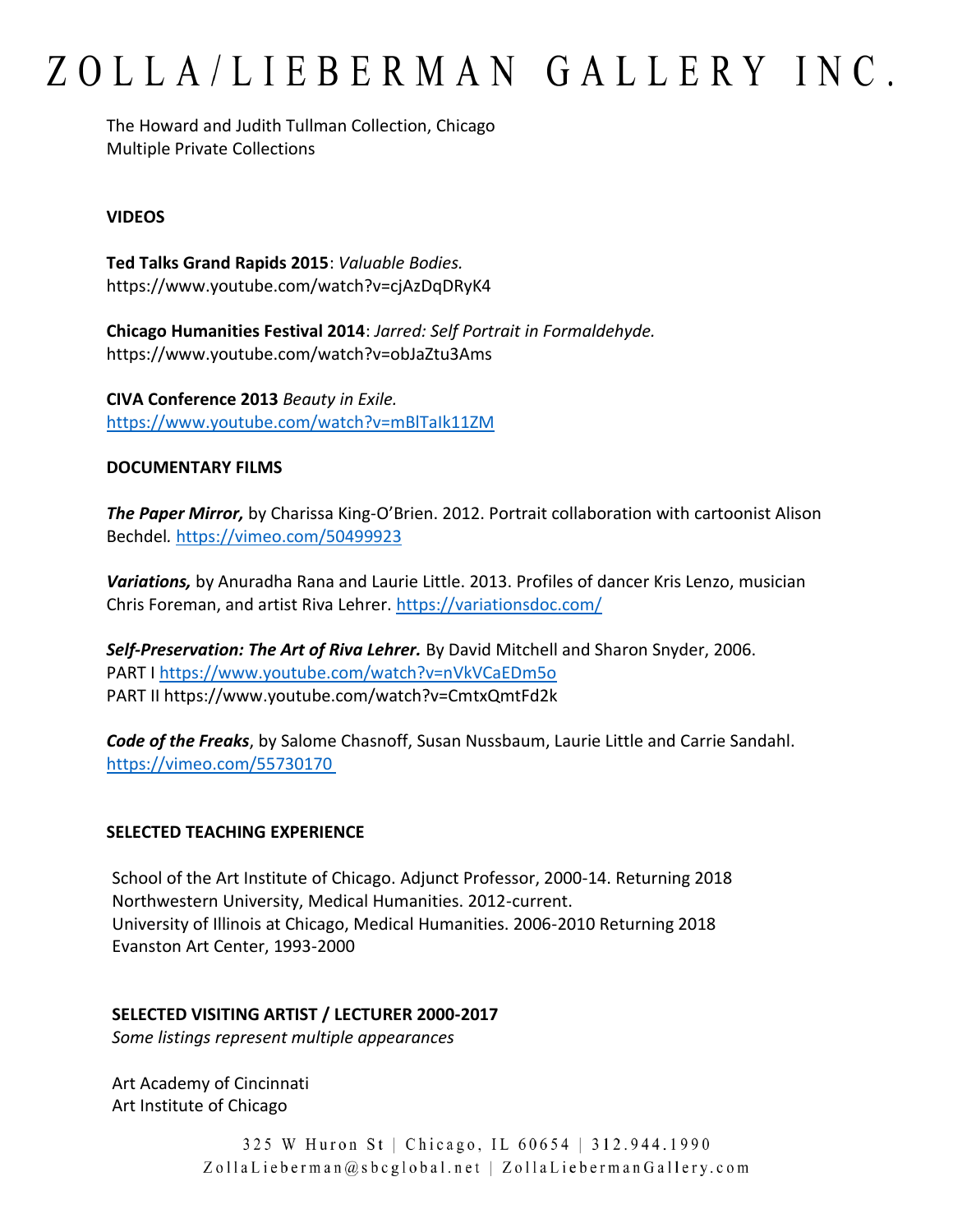The Howard and Judith Tullman Collection, Chicago
Multiple Private Collections

**VIDEOS**

**Ted Talks Grand Rapids 2015**: *Valuable Bodies.*
https://www.youtube.com/watch?v=cjAzDqDRyK4

**Chicago Humanities Festival 2014**: *Jarred: Self Portrait in Formaldehyde.*
https://www.youtube.com/watch?v=obJaZtu3Ams

**CIVA Conference 2013** *Beauty in Exile.*
https://www.youtube.com/watch?v=mBlTaIk11ZM

**DOCUMENTARY FILMS**

***The Paper Mirror,*** by Charissa King-O'Brien. 2012. Portrait collaboration with cartoonist Alison Bechdel*.* https://vimeo.com/50499923

***Variations,*** by Anuradha Rana and Laurie Little. 2013. Profiles of dancer Kris Lenzo, musician Chris Foreman, and artist Riva Lehrer. https://variationsdoc.com/

***Self-Preservation: The Art of Riva Lehrer.*** By David Mitchell and Sharon Snyder, 2006.
PART I https://www.youtube.com/watch?v=nVkVCaEDm5o
PART II https://www.youtube.com/watch?v=CmtxQmtFd2k

***Code of the Freaks***, by Salome Chasnoff, Susan Nussbaum, Laurie Little and Carrie Sandahl.
https://vimeo.com/55730170

**SELECTED TEACHING EXPERIENCE**

School of the Art Institute of Chicago. Adjunct Professor, 2000-14. Returning 2018
Northwestern University, Medical Humanities. 2012-current.
University of Illinois at Chicago, Medical Humanities. 2006-2010 Returning 2018
Evanston Art Center, 1993-2000

**SELECTED VISITING ARTIST / LECTURER 2000-2017**
*Some listings represent multiple appearances*

Art Academy of Cincinnati
Art Institute of Chicago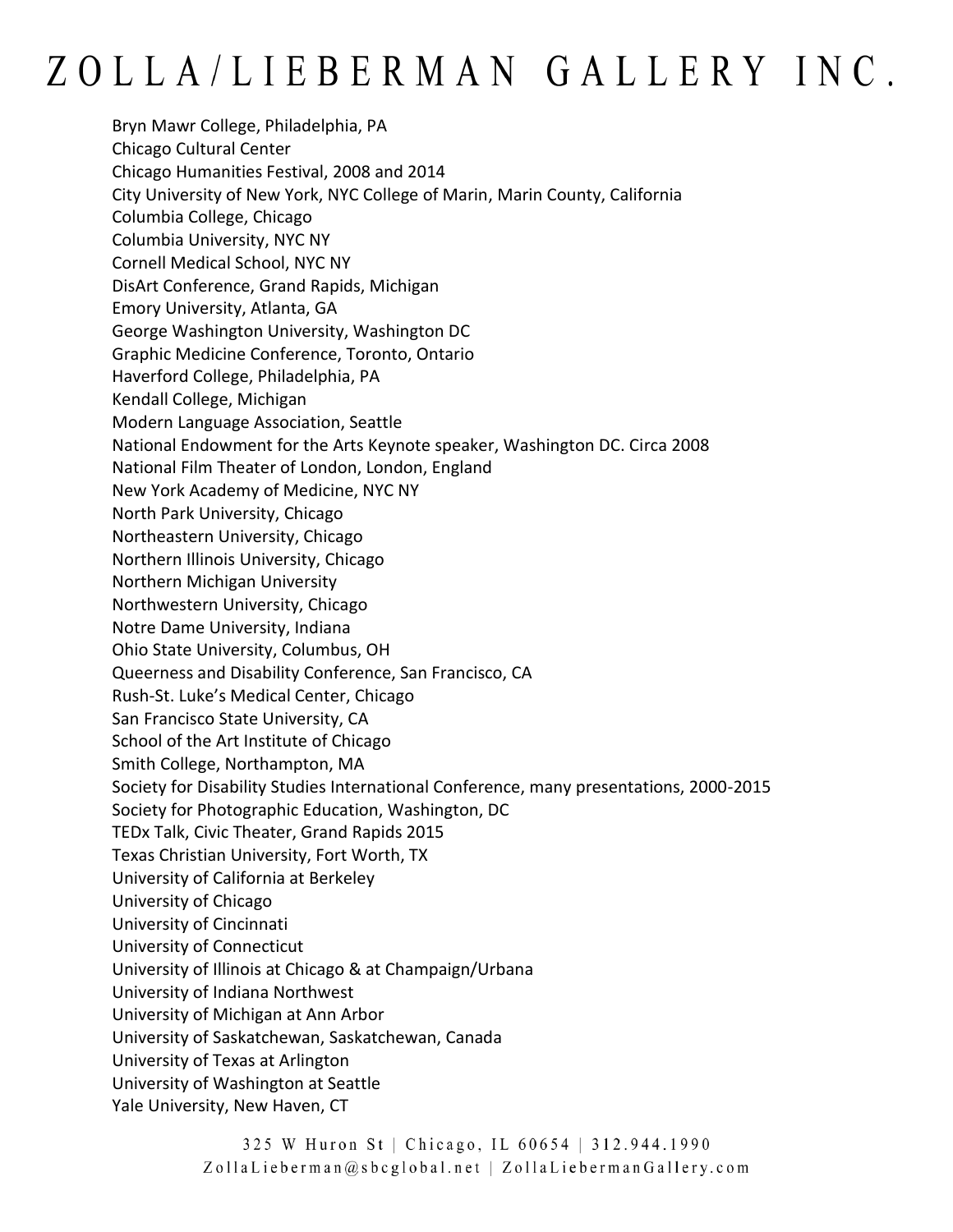Bryn Mawr College, Philadelphia, PA
Chicago Cultural Center
Chicago Humanities Festival, 2008 and 2014
City University of New York, NYC College of Marin, Marin County, California
Columbia College, Chicago
Columbia University, NYC NY
Cornell Medical School, NYC NY
DisArt Conference, Grand Rapids, Michigan
Emory University, Atlanta, GA
George Washington University, Washington DC
Graphic Medicine Conference, Toronto, Ontario
Haverford College, Philadelphia, PA
Kendall College, Michigan
Modern Language Association, Seattle
National Endowment for the Arts Keynote speaker, Washington DC. Circa 2008
National Film Theater of London, London, England
New York Academy of Medicine, NYC NY
North Park University, Chicago
Northeastern University, Chicago
Northern Illinois University, Chicago
Northern Michigan University
Northwestern University, Chicago
Notre Dame University, Indiana
Ohio State University, Columbus, OH
Queerness and Disability Conference, San Francisco, CA
Rush-St. Luke's Medical Center, Chicago
San Francisco State University, CA
School of the Art Institute of Chicago
Smith College, Northampton, MA
Society for Disability Studies International Conference, many presentations, 2000-2015
Society for Photographic Education, Washington, DC
TEDx Talk, Civic Theater, Grand Rapids 2015
Texas Christian University, Fort Worth, TX
University of California at Berkeley
University of Chicago
University of Cincinnati
University of Connecticut
University of Illinois at Chicago & at Champaign/Urbana
University of Indiana Northwest
University of Michigan at Ann Arbor
University of Saskatchewan, Saskatchewan, Canada
University of Texas at Arlington
University of Washington at Seattle
Yale University, New Haven, CT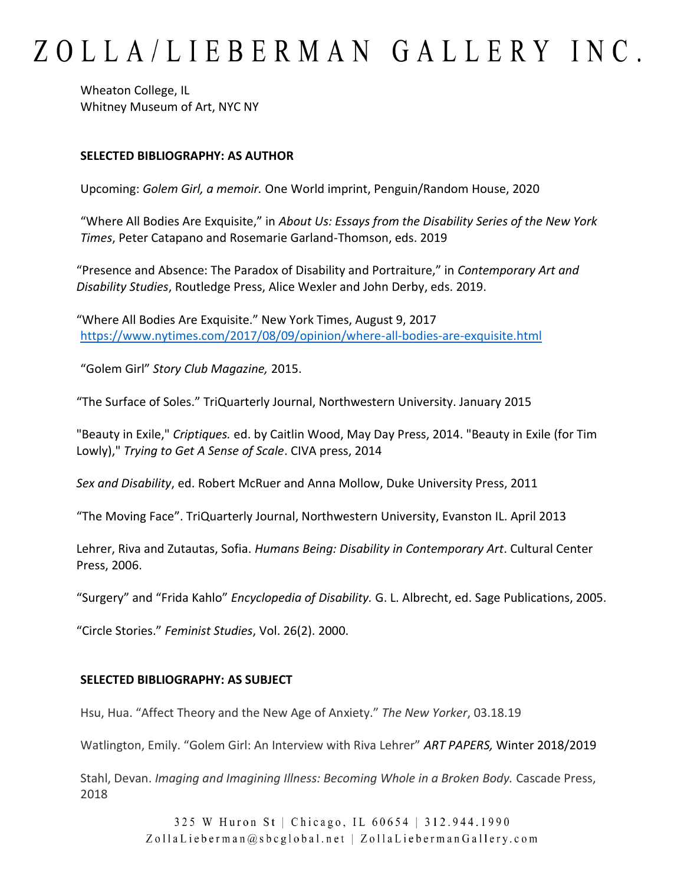Wheaton College, IL
Whitney Museum of Art, NYC NY

**SELECTED BIBLIOGRAPHY: AS AUTHOR**

Upcoming: *Golem Girl, a memoir.* One World imprint, Penguin/Random House, 2020

"Where All Bodies Are Exquisite," in *About Us: Essays from the Disability Series of the New York Times*, Peter Catapano and Rosemarie Garland-Thomson, eds. 2019

"Presence and Absence: The Paradox of Disability and Portraiture," in *Contemporary Art and Disability Studies*, Routledge Press, Alice Wexler and John Derby, eds. 2019.

"Where All Bodies Are Exquisite." New York Times, August 9, 2017
https://www.nytimes.com/2017/08/09/opinion/where-all-bodies-are-exquisite.html

"Golem Girl" *Story Club Magazine,* 2015.

"The Surface of Soles." TriQuarterly Journal, Northwestern University. January 2015

"Beauty in Exile," *Criptiques.* ed. by Caitlin Wood, May Day Press, 2014. "Beauty in Exile (for Tim Lowly)," *Trying to Get A Sense of Scale*. CIVA press, 2014

*Sex and Disability*, ed. Robert McRuer and Anna Mollow, Duke University Press, 2011

"The Moving Face". TriQuarterly Journal, Northwestern University, Evanston IL. April 2013

Lehrer, Riva and Zutautas, Sofia. *Humans Being: Disability in Contemporary Art*. Cultural Center Press, 2006.

"Surgery" and "Frida Kahlo" *Encyclopedia of Disability.* G. L. Albrecht, ed. Sage Publications, 2005.

"Circle Stories." *Feminist Studies*, Vol. 26(2). 2000.

**SELECTED BIBLIOGRAPHY: AS SUBJECT**

Hsu, Hua. "Affect Theory and the New Age of Anxiety." *The New Yorker*, 03.18.19

Watlington, Emily. "Golem Girl: An Interview with Riva Lehrer" *ART PAPERS,* Winter 2018/2019

Stahl, Devan. *Imaging and Imagining Illness: Becoming Whole in a Broken Body.* Cascade Press, 2018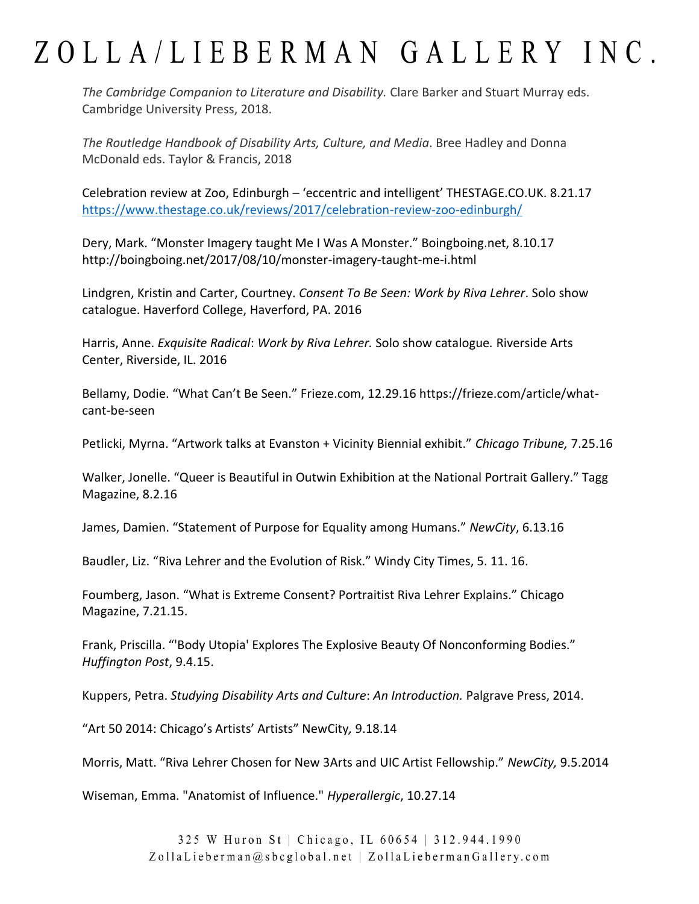*The Cambridge Companion to Literature and Disability.* Clare Barker and Stuart Murray eds. Cambridge University Press, 2018.

*The Routledge Handbook of Disability Arts, Culture, and Media*. Bree Hadley and Donna McDonald eds. Taylor & Francis, 2018

Celebration review at Zoo, Edinburgh – 'eccentric and intelligent' THESTAGE.CO.UK. 8.21.17 https://www.thestage.co.uk/reviews/2017/celebration-review-zoo-edinburgh/

Dery, Mark. "Monster Imagery taught Me I Was A Monster." Boingboing.net, 8.10.17 http://boingboing.net/2017/08/10/monster-imagery-taught-me-i.html

Lindgren, Kristin and Carter, Courtney. *Consent To Be Seen: Work by Riva Lehrer*. Solo show catalogue. Haverford College, Haverford, PA. 2016

Harris, Anne. *Exquisite Radical*: *Work by Riva Lehrer.* Solo show catalogue. Riverside Arts Center, Riverside, IL. 2016

Bellamy, Dodie. "What Can't Be Seen." Frieze.com, 12.29.16 https://frieze.com/article/what-cant-be-seen

Petlicki, Myrna. "Artwork talks at Evanston + Vicinity Biennial exhibit." *Chicago Tribune,* 7.25.16

Walker, Jonelle. "Queer is Beautiful in Outwin Exhibition at the National Portrait Gallery." Tagg Magazine, 8.2.16

James, Damien. "Statement of Purpose for Equality among Humans." *NewCity*, 6.13.16

Baudler, Liz. "Riva Lehrer and the Evolution of Risk." Windy City Times, 5. 11. 16.

Foumberg, Jason. "What is Extreme Consent? Portraitist Riva Lehrer Explains." Chicago Magazine, 7.21.15.

Frank, Priscilla. "'Body Utopia' Explores The Explosive Beauty Of Nonconforming Bodies." *Huffington Post*, 9.4.15.

Kuppers, Petra. *Studying Disability Arts and Culture*: *An Introduction.* Palgrave Press, 2014.

"Art 50 2014: Chicago's Artists' Artists" NewCity*,* 9.18.14

Morris, Matt. "Riva Lehrer Chosen for New 3Arts and UIC Artist Fellowship." *NewCity,* 9.5.2014

Wiseman, Emma. "Anatomist of Influence." *Hyperallergic*, 10.27.14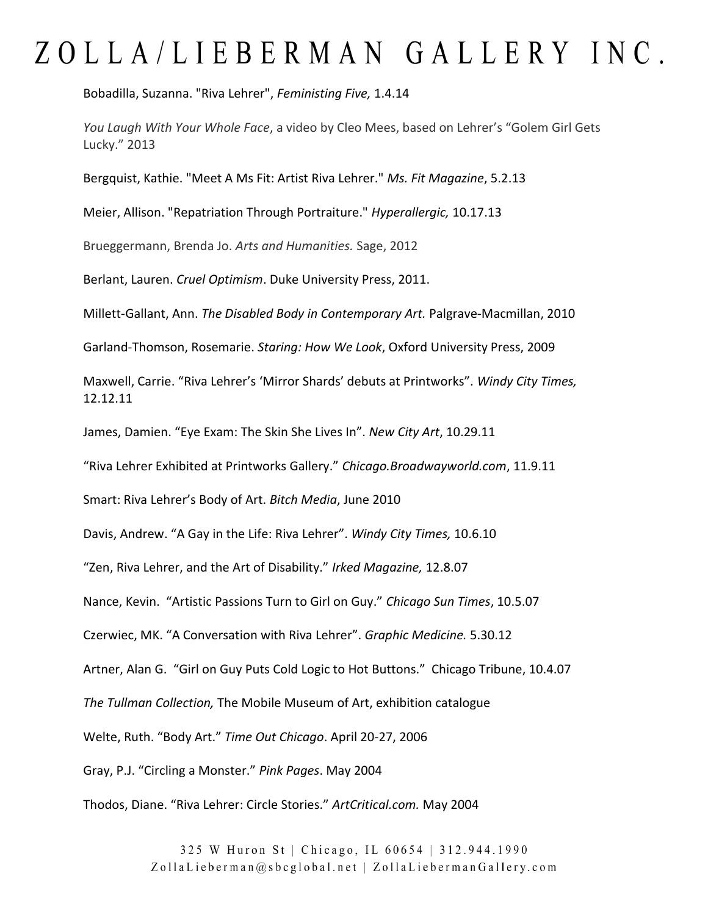Bobadilla, Suzanna. "Riva Lehrer", *Feministing Five,* 1.4.14

*You Laugh With Your Whole Face*, a video by Cleo Mees, based on Lehrer's "Golem Girl Gets Lucky." 2013

Bergquist, Kathie. "Meet A Ms Fit: Artist Riva Lehrer." *Ms. Fit Magazine*, 5.2.13

Meier, Allison. "Repatriation Through Portraiture." *Hyperallergic,* 10.17.13

Brueggermann, Brenda Jo. *Arts and Humanities.* Sage, 2012

Berlant, Lauren. *Cruel Optimism*. Duke University Press, 2011.

Millett-Gallant, Ann. *The Disabled Body in Contemporary Art.* Palgrave-Macmillan, 2010

Garland-Thomson, Rosemarie. *Staring: How We Look*, Oxford University Press, 2009

Maxwell, Carrie. "Riva Lehrer's 'Mirror Shards' debuts at Printworks". *Windy City Times,* 12.12.11

James, Damien. "Eye Exam: The Skin She Lives In". *New City Art*, 10.29.11

"Riva Lehrer Exhibited at Printworks Gallery." *Chicago.Broadwayworld.com*, 11.9.11

Smart: Riva Lehrer's Body of Art. *Bitch Media*, June 2010

Davis, Andrew. "A Gay in the Life: Riva Lehrer". *Windy City Times,* 10.6.10

"Zen, Riva Lehrer, and the Art of Disability." *Irked Magazine,* 12.8.07

Nance, Kevin. "Artistic Passions Turn to Girl on Guy." *Chicago Sun Times*, 10.5.07

Czerwiec, MK. "A Conversation with Riva Lehrer". *Graphic Medicine.* 5.30.12

Artner, Alan G. "Girl on Guy Puts Cold Logic to Hot Buttons." Chicago Tribune, 10.4.07

*The Tullman Collection,* The Mobile Museum of Art, exhibition catalogue

Welte, Ruth. "Body Art." *Time Out Chicago*. April 20-27, 2006

Gray, P.J. "Circling a Monster." *Pink Pages*. May 2004

Thodos, Diane. "Riva Lehrer: Circle Stories." *ArtCritical.com.* May 2004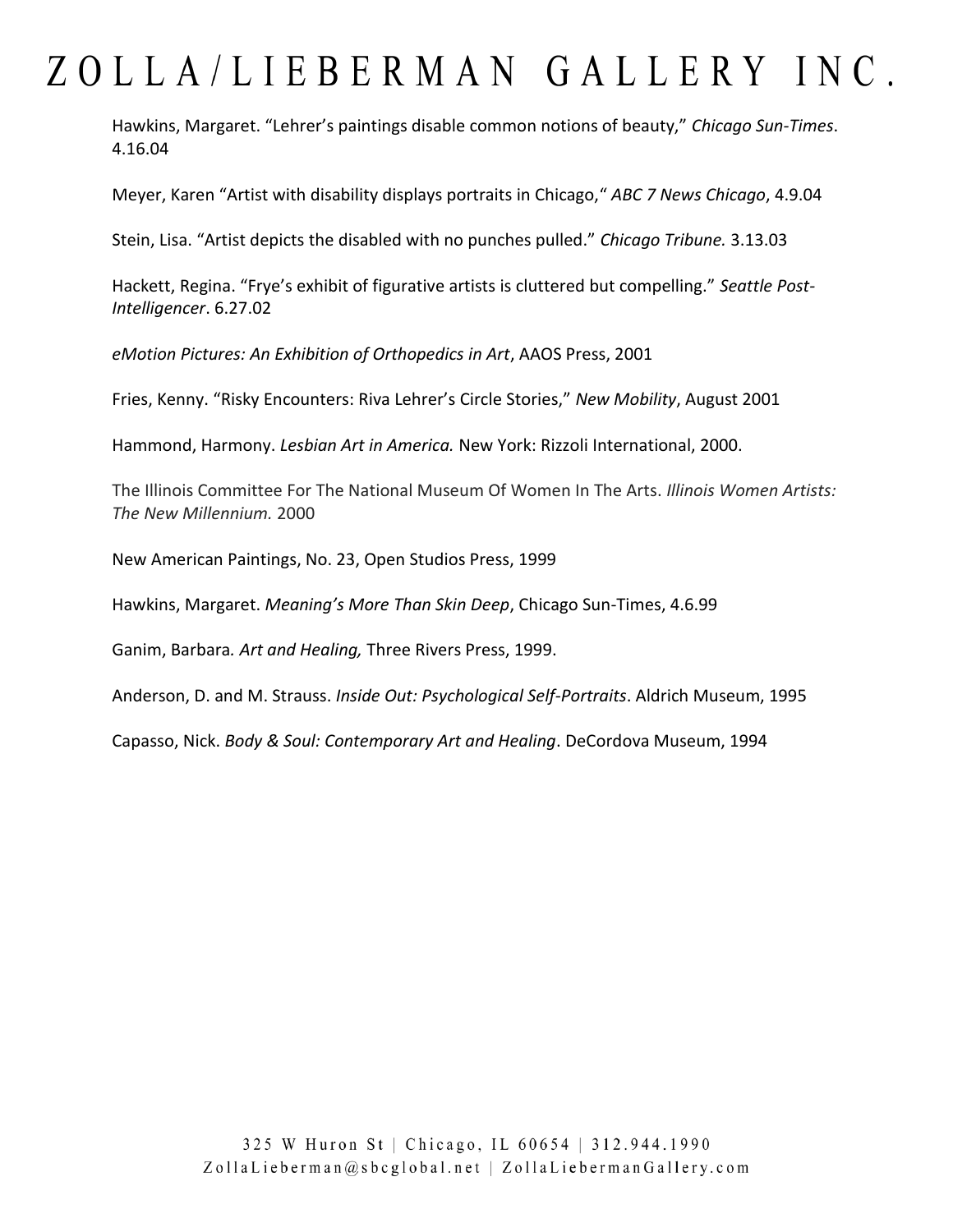Hawkins, Margaret. “Lehrer’s paintings disable common notions of beauty,” *Chicago Sun-Times*. 4.16.04

Meyer, Karen “Artist with disability displays portraits in Chicago,“ *ABC 7 News Chicago*, 4.9.04

Stein, Lisa. “Artist depicts the disabled with no punches pulled.” *Chicago Tribune.* 3.13.03

Hackett, Regina. “Frye’s exhibit of figurative artists is cluttered but compelling.” *Seattle Post-Intelligencer*. 6.27.02

*eMotion Pictures: An Exhibition of Orthopedics in Art*, AAOS Press, 2001

Fries, Kenny. “Risky Encounters: Riva Lehrer’s Circle Stories,” *New Mobility*, August 2001

Hammond, Harmony. *Lesbian Art in America.* New York: Rizzoli International, 2000.

The Illinois Committee For The National Museum Of Women In The Arts. *Illinois Women Artists: The New Millennium.* 2000

New American Paintings, No. 23, Open Studios Press, 1999

Hawkins, Margaret. *Meaning’s More Than Skin Deep*, Chicago Sun-Times, 4.6.99

Ganim, Barbara*. Art and Healing,* Three Rivers Press, 1999.

Anderson, D. and M. Strauss. *Inside Out: Psychological Self-Portraits*. Aldrich Museum, 1995

Capasso, Nick. *Body & Soul: Contemporary Art and Healing*. DeCordova Museum, 1994